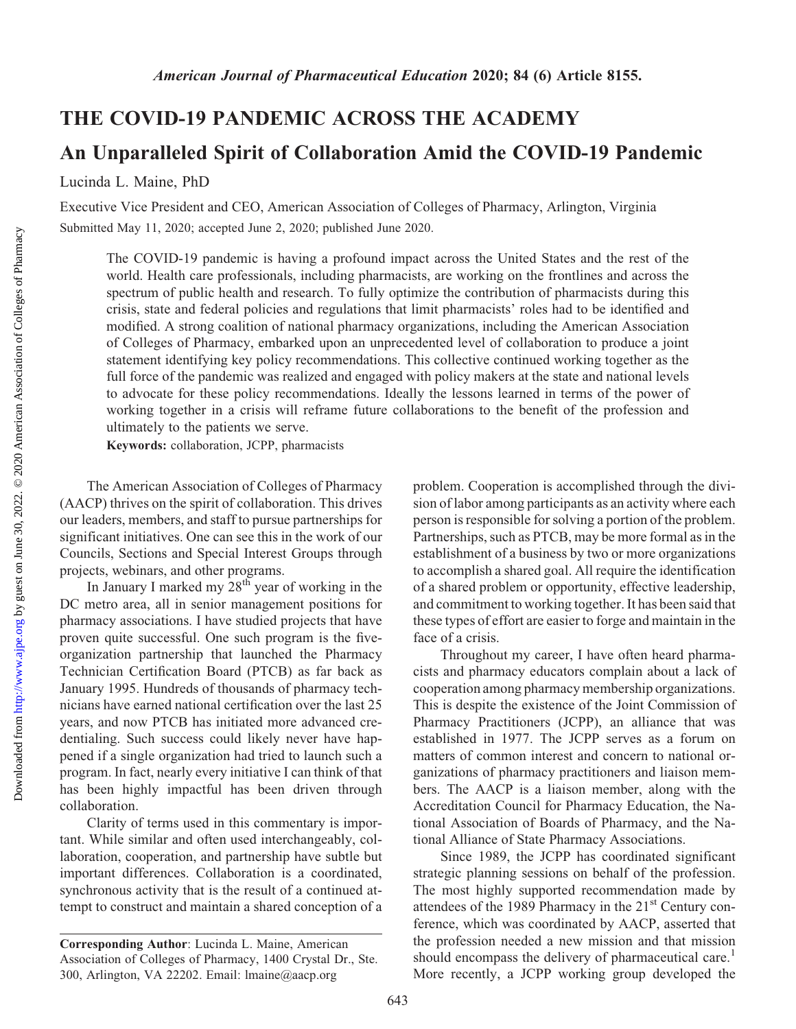# THE COVID-19 PANDEMIC ACROSS THE ACADEMY

## An Unparalleled Spirit of Collaboration Amid the COVID-19 Pandemic

Lucinda L. Maine, PhD

Executive Vice President and CEO, American Association of Colleges of Pharmacy, Arlington, Virginia

Submitted May 11, 2020; accepted June 2, 2020; published June 2020.

The COVID-19 pandemic is having a profound impact across the United States and the rest of the world. Health care professionals, including pharmacists, are working on the frontlines and across the spectrum of public health and research. To fully optimize the contribution of pharmacists during this crisis, state and federal policies and regulations that limit pharmacists' roles had to be identified and modified. A strong coalition of national pharmacy organizations, including the American Association of Colleges of Pharmacy, embarked upon an unprecedented level of collaboration to produce a joint statement identifying key policy recommendations. This collective continued working together as the full force of the pandemic was realized and engaged with policy makers at the state and national levels to advocate for these policy recommendations. Ideally the lessons learned in terms of the power of working together in a crisis will reframe future collaborations to the benefit of the profession and ultimately to the patients we serve.

**Keywords:** collaboration, JCPP, pharmacists

The American Association of Colleges of Pharmacy (AACP) thrives on the spirit of collaboration. This drives our leaders, members, and staff to pursue partnerships for significant initiatives. One can see this in the work of our Councils, Sections and Special Interest Groups through projects, webinars, and other programs.

In January I marked my 28th year of working in the DC metro area, all in senior management positions for pharmacy associations. I have studied projects that have proven quite successful. One such program is the five-organization partnership that launched the Pharmacy Technician Certification Board (PTCB) as far back as January 1995. Hundreds of thousands of pharmacy technicians have earned national certification over the last 25 years, and now PTCB has initiated more advanced credentialing. Such success could likely never have happened if a single organization had tried to launch such a program. In fact, nearly every initiative I can think of that has been highly impactful has been driven through collaboration.

Clarity of terms used in this commentary is important. While similar and often used interchangeably, collaboration, cooperation, and partnership have subtle but important differences. Collaboration is a coordinated, synchronous activity that is the result of a continued attempt to construct and maintain a shared conception of a problem. Cooperation is accomplished through the division of labor among participants as an activity where each person is responsible for solving a portion of the problem. Partnerships, such as PTCB, may be more formal as in the establishment of a business by two or more organizations to accomplish a shared goal. All require the identification of a shared problem or opportunity, effective leadership, and commitment to working together. It has been said that these types of effort are easier to forge and maintain in the face of a crisis.

Throughout my career, I have often heard pharmacists and pharmacy educators complain about a lack of cooperation among pharmacy membership organizations. This is despite the existence of the Joint Commission of Pharmacy Practitioners (JCPP), an alliance that was established in 1977. The JCPP serves as a forum on matters of common interest and concern to national organizations of pharmacy practitioners and liaison members. The AACP is a liaison member, along with the Accreditation Council for Pharmacy Education, the National Association of Boards of Pharmacy, and the National Alliance of State Pharmacy Associations.

Since 1989, the JCPP has coordinated significant strategic planning sessions on behalf of the profession. The most highly supported recommendation made by attendees of the 1989 Pharmacy in the 21st Century conference, which was coordinated by AACP, asserted that the profession needed a new mission and that mission should encompass the delivery of pharmaceutical care.[1] More recently, a JCPP working group developed the

**Corresponding Author**: Lucinda L. Maine, American Association of Colleges of Pharmacy, 1400 Crystal Dr., Ste. 300, Arlington, VA 22202. Email: lmaine@aacp.org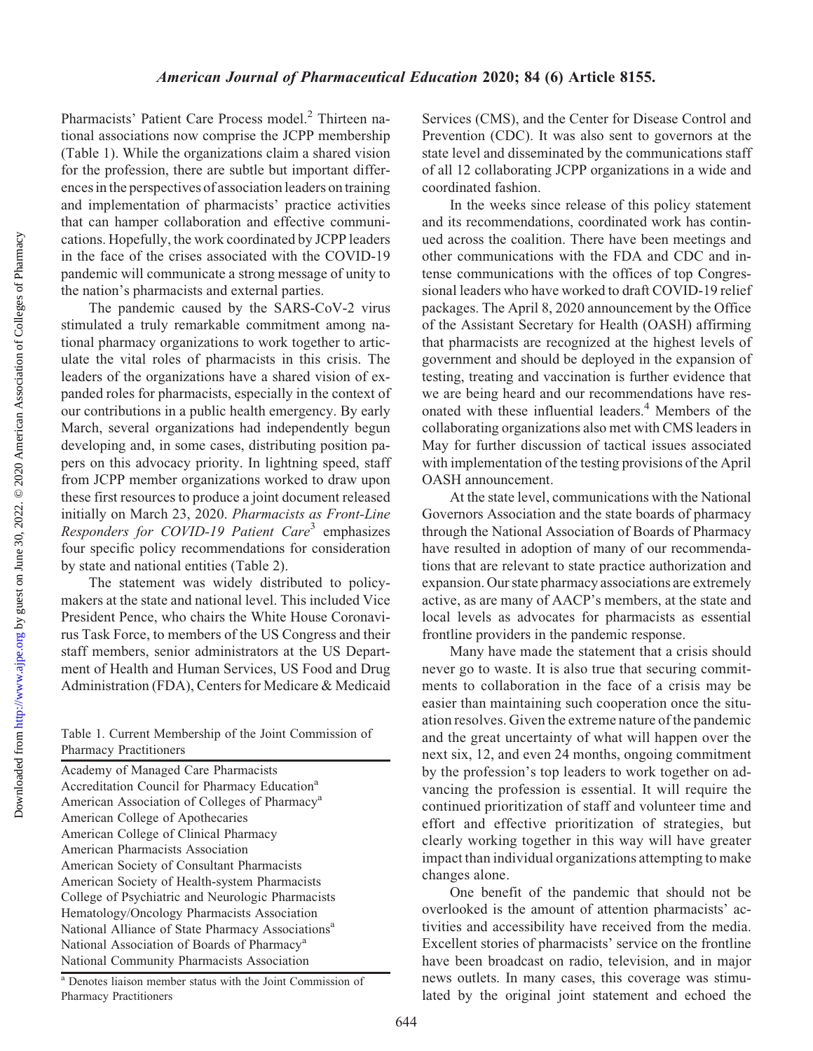Pharmacists' Patient Care Process model.[2] Thirteen national associations now comprise the JCPP membership (Table 1). While the organizations claim a shared vision for the profession, there are subtle but important differences in the perspectives of association leaders on training and implementation of pharmacists' practice activities that can hamper collaboration and effective communications. Hopefully, the work coordinated by JCPP leaders in the face of the crises associated with the COVID-19 pandemic will communicate a strong message of unity to the nation's pharmacists and external parties.

The pandemic caused by the SARS-CoV-2 virus stimulated a truly remarkable commitment among national pharmacy organizations to work together to articulate the vital roles of pharmacists in this crisis. The leaders of the organizations have a shared vision of expanded roles for pharmacists, especially in the context of our contributions in a public health emergency. By early March, several organizations had independently begun developing and, in some cases, distributing position papers on this advocacy priority. In lightning speed, staff from JCPP member organizations worked to draw upon these first resources to produce a joint document released initially on March 23, 2020. *Pharmacists as Front-Line Responders for COVID-19 Patient Care*[3] emphasizes four specific policy recommendations for consideration by state and national entities (Table 2).

The statement was widely distributed to policymakers at the state and national level. This included Vice President Pence, who chairs the White House Coronavirus Task Force, to members of the US Congress and their staff members, senior administrators at the US Department of Health and Human Services, US Food and Drug Administration (FDA), Centers for Medicare & Medicaid Services (CMS), and the Center for Disease Control and Prevention (CDC). It was also sent to governors at the state level and disseminated by the communications staff of all 12 collaborating JCPP organizations in a wide and coordinated fashion.

Table 1. Current Membership of the Joint Commission of Pharmacy Practitioners

| Organization |
|---|
| Academy of Managed Care Pharmacists |
| Accreditation Council for Pharmacy Education[a] |
| American Association of Colleges of Pharmacy[a] |
| American College of Apothecaries |
| American College of Clinical Pharmacy |
| American Pharmacists Association |
| American Society of Consultant Pharmacists |
| American Society of Health-system Pharmacists |
| College of Psychiatric and Neurologic Pharmacists |
| Hematology/Oncology Pharmacists Association |
| National Alliance of State Pharmacy Associations[a] |
| National Association of Boards of Pharmacy[a] |
| National Community Pharmacists Association |

[a] Denotes liaison member status with the Joint Commission of Pharmacy Practitioners

In the weeks since release of this policy statement and its recommendations, coordinated work has continued across the coalition. There have been meetings and other communications with the FDA and CDC and intense communications with the offices of top Congressional leaders who have worked to draft COVID-19 relief packages. The April 8, 2020 announcement by the Office of the Assistant Secretary for Health (OASH) affirming that pharmacists are recognized at the highest levels of government and should be deployed in the expansion of testing, treating and vaccination is further evidence that we are being heard and our recommendations have resonated with these influential leaders.[4] Members of the collaborating organizations also met with CMS leaders in May for further discussion of tactical issues associated with implementation of the testing provisions of the April OASH announcement.

At the state level, communications with the National Governors Association and the state boards of pharmacy through the National Association of Boards of Pharmacy have resulted in adoption of many of our recommendations that are relevant to state practice authorization and expansion. Our state pharmacy associations are extremely active, as are many of AACP's members, at the state and local levels as advocates for pharmacists as essential frontline providers in the pandemic response.

Many have made the statement that a crisis should never go to waste. It is also true that securing commitments to collaboration in the face of a crisis may be easier than maintaining such cooperation once the situation resolves. Given the extreme nature of the pandemic and the great uncertainty of what will happen over the next six, 12, and even 24 months, ongoing commitment by the profession's top leaders to work together on advancing the profession is essential. It will require the continued prioritization of staff and volunteer time and effort and effective prioritization of strategies, but clearly working together in this way will have greater impact than individual organizations attempting to make changes alone.

One benefit of the pandemic that should not be overlooked is the amount of attention pharmacists' activities and accessibility have received from the media. Excellent stories of pharmacists' service on the frontline have been broadcast on radio, television, and in major news outlets. In many cases, this coverage was stimulated by the original joint statement and echoed the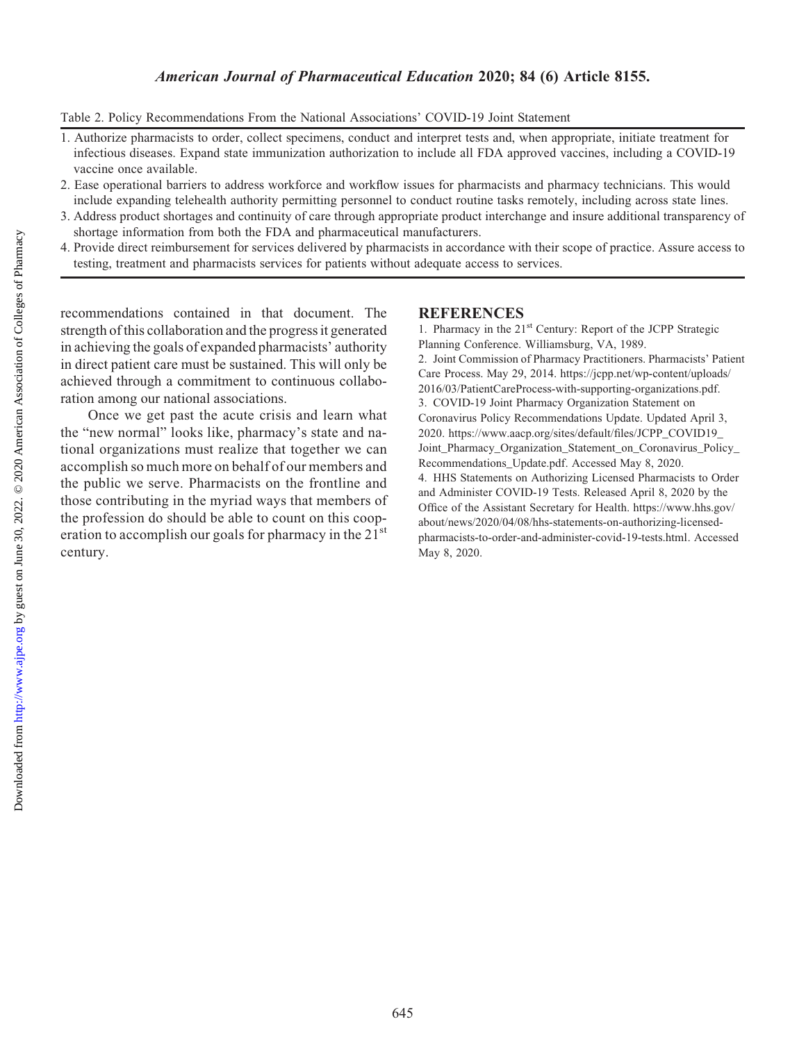Table 2. Policy Recommendations From the National Associations' COVID-19 Joint Statement

1. Authorize pharmacists to order, collect specimens, conduct and interpret tests and, when appropriate, initiate treatment for infectious diseases. Expand state immunization authorization to include all FDA approved vaccines, including a COVID-19 vaccine once available.
2. Ease operational barriers to address workforce and workflow issues for pharmacists and pharmacy technicians. This would include expanding telehealth authority permitting personnel to conduct routine tasks remotely, including across state lines.
3. Address product shortages and continuity of care through appropriate product interchange and insure additional transparency of shortage information from both the FDA and pharmaceutical manufacturers.
4. Provide direct reimbursement for services delivered by pharmacists in accordance with their scope of practice. Assure access to testing, treatment and pharmacists services for patients without adequate access to services.

recommendations contained in that document. The strength of this collaboration and the progress it generated in achieving the goals of expanded pharmacists' authority in direct patient care must be sustained. This will only be achieved through a commitment to continuous collaboration among our national associations.

Once we get past the acute crisis and learn what the "new normal" looks like, pharmacy's state and national organizations must realize that together we can accomplish so much more on behalf of our members and the public we serve. Pharmacists on the frontline and those contributing in the myriad ways that members of the profession do should be able to count on this cooperation to accomplish our goals for pharmacy in the 21st century.

## REFERENCES

1. Pharmacy in the 21st Century: Report of the JCPP Strategic Planning Conference. Williamsburg, VA, 1989.
2. Joint Commission of Pharmacy Practitioners. Pharmacists' Patient Care Process. May 29, 2014. https://jcpp.net/wp-content/uploads/2016/03/PatientCareProcess-with-supporting-organizations.pdf.
3. COVID-19 Joint Pharmacy Organization Statement on Coronavirus Policy Recommendations Update. Updated April 3, 2020. https://www.aacp.org/sites/default/files/JCPP_COVID19_Joint_Pharmacy_Organization_Statement_on_Coronavirus_Policy_Recommendations_Update.pdf. Accessed May 8, 2020.
4. HHS Statements on Authorizing Licensed Pharmacists to Order and Administer COVID-19 Tests. Released April 8, 2020 by the Office of the Assistant Secretary for Health. https://www.hhs.gov/about/news/2020/04/08/hhs-statements-on-authorizing-licensed-pharmacists-to-order-and-administer-covid-19-tests.html. Accessed May 8, 2020.